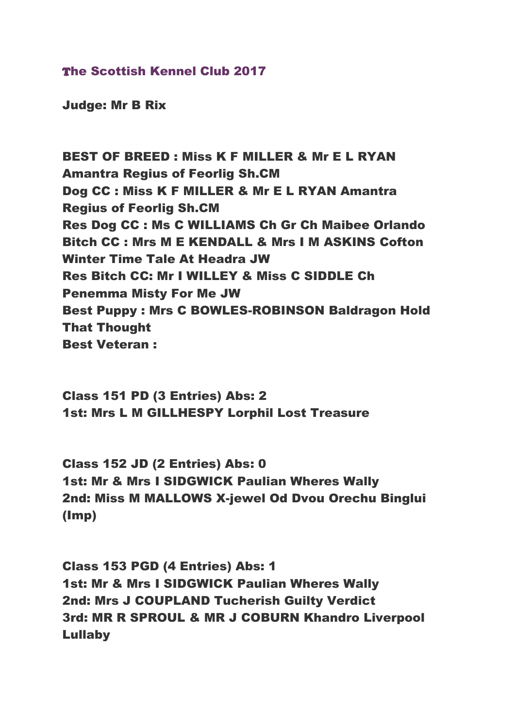## The Scottish Kennel Club 2017

**Judge: Mr B Rix**

**BEST OF BREED : Miss K F MILLER & Mr E L RYAN Amantra Regius of Feorlig Sh.CM**
**Dog CC : Miss K F MILLER & Mr E L RYAN Amantra Regius of Feorlig Sh.CM**
**Res Dog CC : Ms C WILLIAMS Ch Gr Ch Maibee Orlando**
**Bitch CC : Mrs M E KENDALL & Mrs I M ASKINS Cofton Winter Time Tale At Headra JW**
**Res Bitch CC: Mr I WILLEY & Miss C SIDDLE Ch Penemma Misty For Me JW**
**Best Puppy : Mrs C BOWLES-ROBINSON Baldragon Hold That Thought**
**Best Veteran :**

**Class 151 PD (3 Entries) Abs: 2**
**1st: Mrs L M GILLHESPY Lorphil Lost Treasure**

**Class 152 JD (2 Entries) Abs: 0**
**1st: Mr & Mrs I SIDGWICK Paulian Wheres Wally**
**2nd: Miss M MALLOWS X-jewel Od Dvou Orechu Binglui (Imp)**

**Class 153 PGD (4 Entries) Abs: 1**
**1st: Mr & Mrs I SIDGWICK Paulian Wheres Wally**
**2nd: Mrs J COUPLAND Tucherish Guilty Verdict**
**3rd: MR R SPROUL & MR J COBURN Khandro Liverpool Lullaby**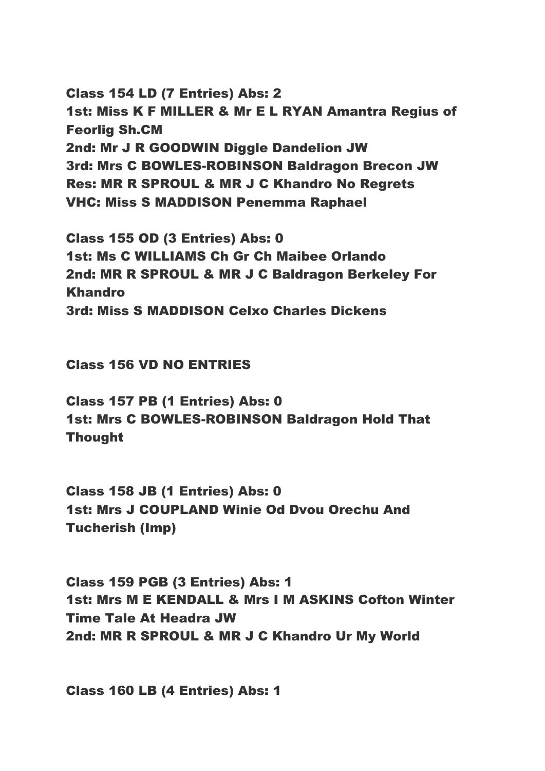**Class 154 LD (7 Entries) Abs: 2**
**1st: Miss K F MILLER & Mr E L RYAN Amantra Regius of Feorlig Sh.CM**
**2nd: Mr J R GOODWIN Diggle Dandelion JW**
**3rd: Mrs C BOWLES-ROBINSON Baldragon Brecon JW**
**Res: MR R SPROUL & MR J C Khandro No Regrets**
**VHC: Miss S MADDISON Penemma Raphael**

**Class 155 OD (3 Entries) Abs: 0**
**1st: Ms C WILLIAMS Ch Gr Ch Maibee Orlando**
**2nd: MR R SPROUL & MR J C Baldragon Berkeley For Khandro**
**3rd: Miss S MADDISON Celxo Charles Dickens**

**Class 156 VD NO ENTRIES**

**Class 157 PB (1 Entries) Abs: 0**
**1st: Mrs C BOWLES-ROBINSON Baldragon Hold That Thought**

**Class 158 JB (1 Entries) Abs: 0**
**1st: Mrs J COUPLAND Winie Od Dvou Orechu And Tucherish (Imp)**

**Class 159 PGB (3 Entries) Abs: 1**
**1st: Mrs M E KENDALL & Mrs I M ASKINS Cofton Winter Time Tale At Headra JW**
**2nd: MR R SPROUL & MR J C Khandro Ur My World**

**Class 160 LB (4 Entries) Abs: 1**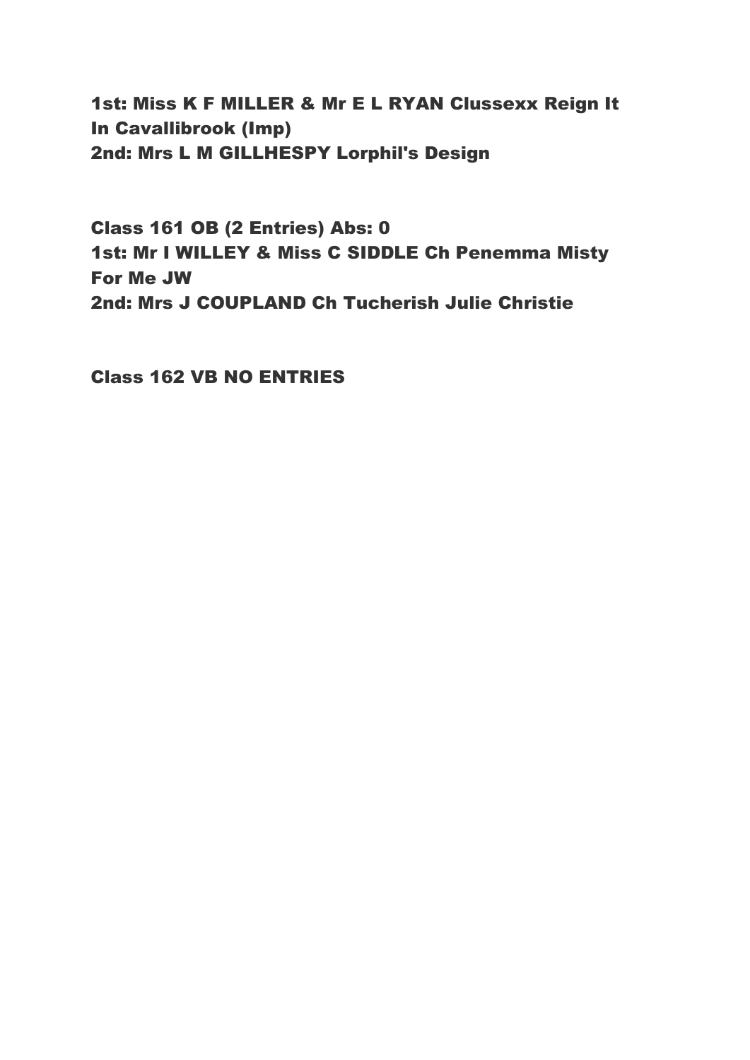**1st: Miss K F MILLER & Mr E L RYAN Clussexx Reign It In Cavallibrook (Imp)**
**2nd: Mrs L M GILLHESPY Lorphil's Design**

**Class 161 OB (2 Entries) Abs: 0**
**1st: Mr I WILLEY & Miss C SIDDLE Ch Penemma Misty For Me JW**
**2nd: Mrs J COUPLAND Ch Tucherish Julie Christie**

**Class 162 VB NO ENTRIES**